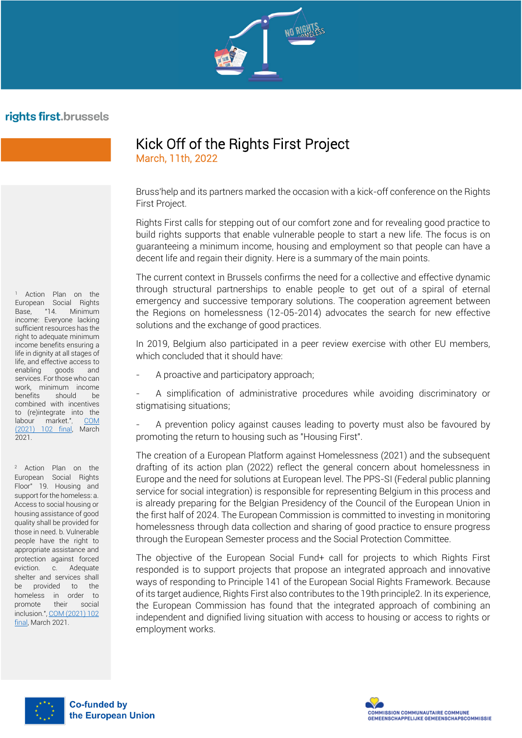rights first.brussels

# Kick Off of the Rights First Project

March, 11th, 2022

Bruss'help and its partners marked the occasion with a kick-off conference on the Rights First Project.

Rights First calls for stepping out of our comfort zone and for revealing good practice to build rights supports that enable vulnerable people to start a new life. The focus is on guaranteeing a minimum income, housing and employment so that people can have a decent life and regain their dignity. Here is a summary of the main points.

The current context in Brussels confirms the need for a collective and effective dynamic through structural partnerships to enable people to get out of a spiral of eternal emergency and successive temporary solutions. The cooperation agreement between the Regions on homelessness (12-05-2014) advocates the search for new effective solutions and the exchange of good practices.

In 2019, Belgium also participated in a peer review exercise with other EU members, which concluded that it should have:

- A proactive and participatory approach;
- A simplification of administrative procedures while avoiding discriminatory or stigmatising situations;
- A prevention policy against causes leading to poverty must also be favoured by promoting the return to housing such as "Housing First".

The creation of a European Platform against Homelessness (2021) and the subsequent drafting of its action plan (2022) reflect the general concern about homelessness in Europe and the need for solutions at European level. The PPS-SI (Federal public planning service for social integration) is responsible for representing Belgium in this process and is already preparing for the Belgian Presidency of the Council of the European Union in the first half of 2024. The European Commission is committed to investing in monitoring homelessness through data collection and sharing of good practice to ensure progress through the European Semester process and the Social Protection Committee.

The objective of the European Social Fund+ call for projects to which Rights First responded is to support projects that propose an integrated approach and innovative ways of responding to Principle 14[1] of the European Social Rights Framework. Because of its target audience, Rights First also contributes to the 19th principle[2]. In its experience, the European Commission has found that the integrated approach of combining an independent and dignified living situation with access to housing or access to rights or employment works.

[1] Action Plan on the European Social Rights Base, "14. Minimum income: Everyone lacking sufficient resources has the right to adequate minimum income benefits ensuring a life in dignity at all stages of life, and effective access to enabling goods and services. For those who can work, minimum income benefits should be combined with incentives to (re)integrate into the labour market.", COM (2021) 102 final, March 2021.

[2] Action Plan on the European Social Rights Floor" 19. Housing and support for the homeless: a. Access to social housing or housing assistance of good quality shall be provided for those in need. b. Vulnerable people have the right to appropriate assistance and protection against forced eviction. c. Adequate shelter and services shall be provided to the homeless in order to promote their social inclusion.", COM (2021) 102 final, March 2021.

Co-funded by the European Union

COMMISSION COMMUNAUTAIRE COMMUNE
GEMEENSCHAPPELIJKE GEMEENSCHAPSCOMMISSIE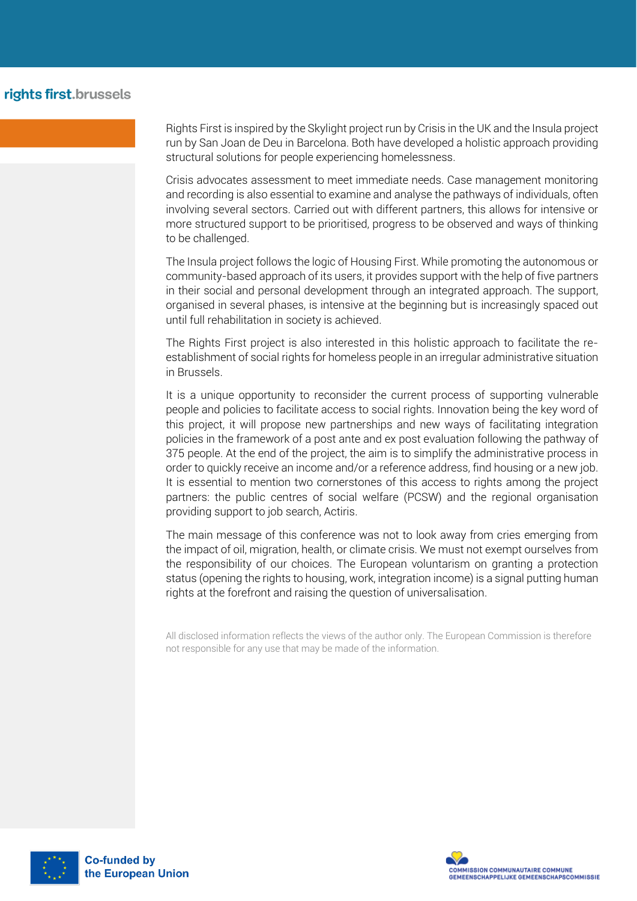Rights First is inspired by the Skylight project run by Crisis in the UK and the Insula project run by San Joan de Deu in Barcelona. Both have developed a holistic approach providing structural solutions for people experiencing homelessness.

Crisis advocates assessment to meet immediate needs. Case management monitoring and recording is also essential to examine and analyse the pathways of individuals, often involving several sectors. Carried out with different partners, this allows for intensive or more structured support to be prioritised, progress to be observed and ways of thinking to be challenged.

The Insula project follows the logic of Housing First. While promoting the autonomous or community-based approach of its users, it provides support with the help of five partners in their social and personal development through an integrated approach. The support, organised in several phases, is intensive at the beginning but is increasingly spaced out until full rehabilitation in society is achieved.

The Rights First project is also interested in this holistic approach to facilitate the re-establishment of social rights for homeless people in an irregular administrative situation in Brussels.

It is a unique opportunity to reconsider the current process of supporting vulnerable people and policies to facilitate access to social rights. Innovation being the key word of this project, it will propose new partnerships and new ways of facilitating integration policies in the framework of a post ante and ex post evaluation following the pathway of 375 people. At the end of the project, the aim is to simplify the administrative process in order to quickly receive an income and/or a reference address, find housing or a new job. It is essential to mention two cornerstones of this access to rights among the project partners: the public centres of social welfare (PCSW) and the regional organisation providing support to job search, Actiris.

The main message of this conference was not to look away from cries emerging from the impact of oil, migration, health, or climate crisis. We must not exempt ourselves from the responsibility of our choices. The European voluntarism on granting a protection status (opening the rights to housing, work, integration income) is a signal putting human rights at the forefront and raising the question of universalisation.

All disclosed information reflects the views of the author only. The European Commission is therefore not responsible for any use that may be made of the information.

Co-funded by the European Union

COMMISSION COMMUNAUTAIRE COMMUNE
GEMEENSCHAPPELIJKE GEMEENSCHAPSCOMMISSIE